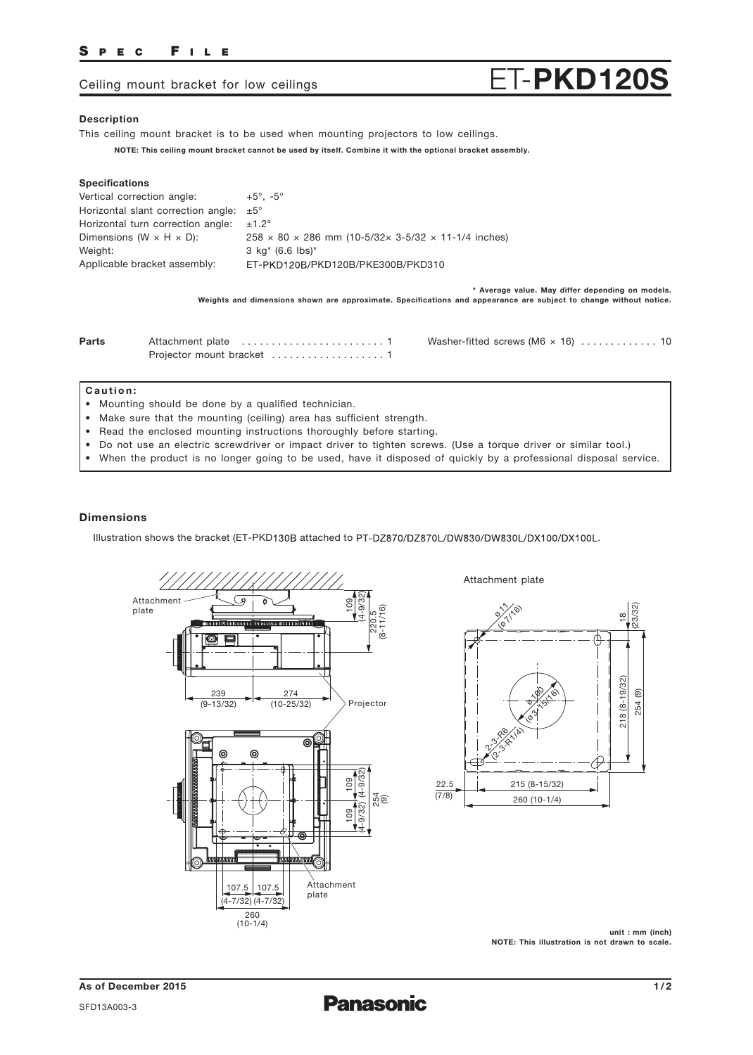# Ceiling mount bracket for low ceilings

# ET-PKD120S

### Description

This ceiling mount bracket is to be used when mounting projectors to low ceilings.

**NOTE: This ceiling mount bracket cannot be used by itself. Combine it with the optional bracket assembly.**

### Specifications

| | |
|---|---|
| Vertical correction angle: | +5°, -5° |
| Horizontal slant correction angle: | ±5° |
| Horizontal turn correction angle: | ±1.2° |
| Dimensions (W × H × D): | 258 × 80 × 286 mm (10-5/32× 3-5/32 × 11-1/4 inches) |
| Weight: | 3 kg* (6.6 lbs)* |
| Applicable bracket assembly: | ET-PKD120B/PKD120B/PKE300B/PKD310 |

**\* Average value. May differ depending on models.**
**Weights and dimensions shown are approximate. Specifications and appearance are subject to change without notice.**

### Parts

- Attachment plate ........................ 1
- Projector mount bracket .................. 1
- Washer-fitted screws (M6 × 16) ............. 10

### Caution:

- Mounting should be done by a qualified technician.
- Make sure that the mounting (ceiling) area has sufficient strength.
- Read the enclosed mounting instructions thoroughly before starting.
- Do not use an electric screwdriver or impact driver to tighten screws. (Use a torque driver or similar tool.)
- When the product is no longer going to be used, have it disposed of quickly by a professional disposal service.

### Dimensions

Illustration shows the bracket (ET-PKD130B attached to PT-DZ870/DZ870L/DW830/DW830L/DX100/DX100L.

Attachment plate; 109 (4-9/32); 220.5 (8-11/16); 239 (9-13/32); 274 (10-25/32); Projector; 109 (4-9/32); 109 (4-9/32); 254 (9); Attachment plate; 107.5 (4-7/32); 107.5 (4-7/32); 260 (10-1/4)

Attachment plate

ø 11 (ø 7/16); ø 100 (ø 3-15/16); 2-3-R6 (2-3-R1/4); 18 (23/32); 218 (8-19/32); 254 (9); 22.5 (7/8); 215 (8-15/32); 260 (10-1/4)

**unit : mm (inch)**
**NOTE: This illustration is not drawn to scale.**

**As of December 2015**

SFD13A003-3

Panasonic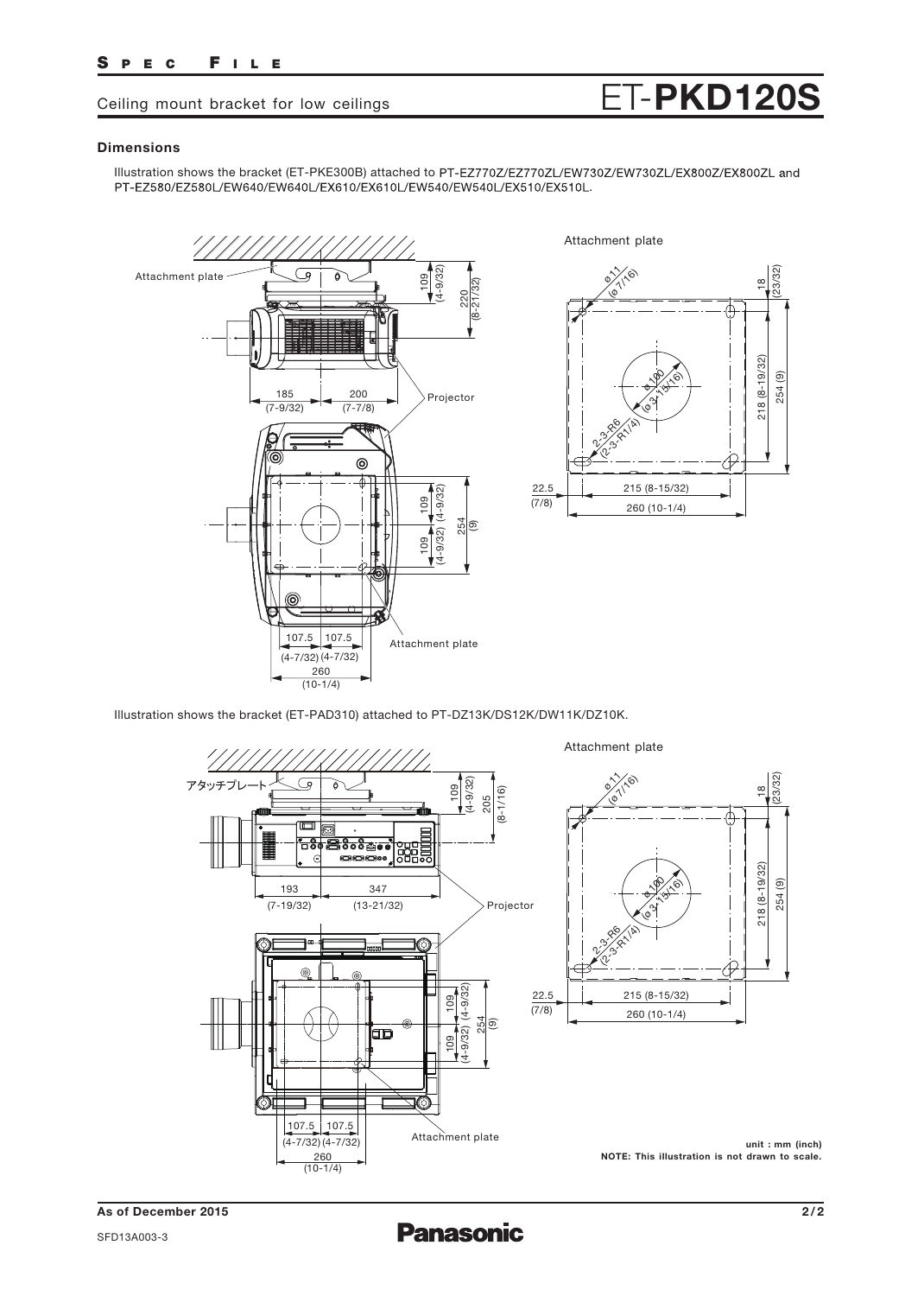## Ceiling mount bracket for low ceilings

# ET-PKD120S

### Dimensions

Illustration shows the bracket (ET-PKE300B) attached to PT-EZ770Z/EZ770ZL/EW730Z/EW730ZL/EX800Z/EX800ZL and PT-EZ580/EZ580L/EW640/EW640L/EX610/EX610L/EW540/EW540L/EX510/EX510L.

Attachment plate

109 (4-9/32)

220 (8-21/32)

185 (7-9/32)

200 (7-7/8)

Projector

109 (4-9/32)

109 (4-9/32)

254 (9)

107.5 (4-7/32)

107.5 (4-7/32)

260 (10-1/4)

Attachment plate

Attachment plate

ø11 (ø7/16)

ø100 (ø3-15/16)

2-3-R6 (2-3-R1/4)

18 (23/32)

218 (8-19/32)

254 (9)

22.5 (7/8)

215 (8-15/32)

260 (10-1/4)

Illustration shows the bracket (ET-PAD310) attached to PT-DZ13K/DS12K/DW11K/DZ10K.

アタッチプレート

109 (4-9/32)

205 (8-1/16)

193 (7-19/32)

347 (13-21/32)

Projector

109 (4-9/32)

109 (4-9/32)

254 (9)

107.5 (4-7/32)

107.5 (4-7/32)

260 (10-1/4)

Attachment plate

Attachment plate

ø11 (ø7/16)

ø100 (ø3-15/16)

2-3-R6 (2-3-R1/4)

18 (23/32)

218 (8-19/32)

254 (9)

22.5 (7/8)

215 (8-15/32)

260 (10-1/4)

**unit : mm (inch)**

**NOTE: This illustration is not drawn to scale.**

**As of December 2015**

SFD13A003-3